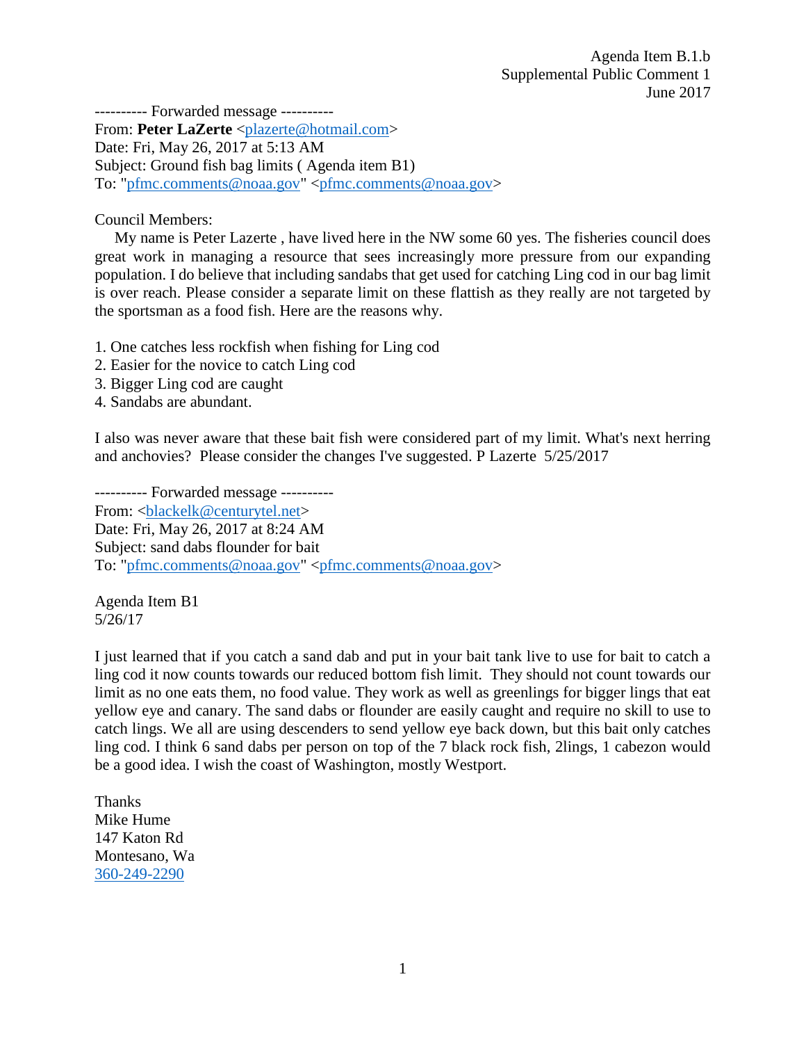Agenda Item B.1.b
Supplemental Public Comment 1
June 2017

---------- Forwarded message ----------
From: **Peter LaZerte** <plazerte@hotmail.com>
Date: Fri, May 26, 2017 at 5:13 AM
Subject: Ground fish bag limits ( Agenda item B1)
To: "pfmc.comments@noaa.gov" <pfmc.comments@noaa.gov>

Council Members:

My name is Peter Lazerte , have lived here in the NW some 60 yes. The fisheries council does great work in managing a resource that sees increasingly more pressure from our expanding population. I do believe that including sandabs that get used for catching Ling cod in our bag limit is over reach. Please consider a separate limit on these flattish as they really are not targeted by the sportsman as a food fish. Here are the reasons why.

1. One catches less rockfish when fishing for Ling cod
2. Easier for the novice to catch Ling cod
3. Bigger Ling cod are caught
4. Sandabs are abundant.

I also was never aware that these bait fish were considered part of my limit. What's next herring and anchovies? Please consider the changes I've suggested. P Lazerte 5/25/2017

---------- Forwarded message ----------
From: <blackelk@centurytel.net>
Date: Fri, May 26, 2017 at 8:24 AM
Subject: sand dabs flounder for bait
To: "pfmc.comments@noaa.gov" <pfmc.comments@noaa.gov>

Agenda Item B1
5/26/17

I just learned that if you catch a sand dab and put in your bait tank live to use for bait to catch a ling cod it now counts towards our reduced bottom fish limit. They should not count towards our limit as no one eats them, no food value. They work as well as greenlings for bigger lings that eat yellow eye and canary. The sand dabs or flounder are easily caught and require no skill to use to catch lings. We all are using descenders to send yellow eye back down, but this bait only catches ling cod. I think 6 sand dabs per person on top of the 7 black rock fish, 2lings, 1 cabezon would be a good idea. I wish the coast of Washington, mostly Westport.

Thanks
Mike Hume
147 Katon Rd
Montesano, Wa
360-249-2290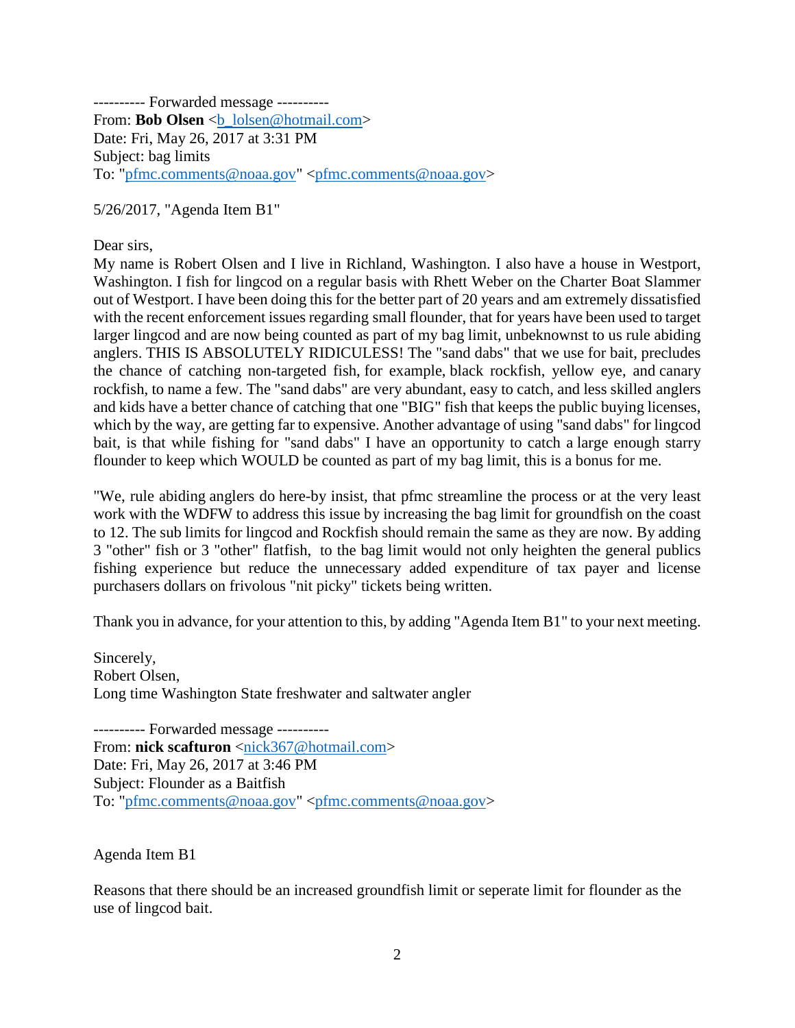---------- Forwarded message ----------
From: **Bob Olsen** <b_lolsen@hotmail.com>
Date: Fri, May 26, 2017 at 3:31 PM
Subject: bag limits
To: "pfmc.comments@noaa.gov" <pfmc.comments@noaa.gov>

5/26/2017, "Agenda Item B1"

Dear sirs,
My name is Robert Olsen and I live in Richland, Washington. I also have a house in Westport, Washington. I fish for lingcod on a regular basis with Rhett Weber on the Charter Boat Slammer out of Westport. I have been doing this for the better part of 20 years and am extremely dissatisfied with the recent enforcement issues regarding small flounder, that for years have been used to target larger lingcod and are now being counted as part of my bag limit, unbeknownst to us rule abiding anglers. THIS IS ABSOLUTELY RIDICULESS! The "sand dabs" that we use for bait, precludes the chance of catching non-targeted fish, for example, black rockfish, yellow eye, and canary rockfish, to name a few. The "sand dabs" are very abundant, easy to catch, and less skilled anglers and kids have a better chance of catching that one "BIG" fish that keeps the public buying licenses, which by the way, are getting far to expensive. Another advantage of using "sand dabs" for lingcod bait, is that while fishing for "sand dabs" I have an opportunity to catch a large enough starry flounder to keep which WOULD be counted as part of my bag limit, this is a bonus for me.

"We, rule abiding anglers do here-by insist, that pfmc streamline the process or at the very least work with the WDFW to address this issue by increasing the bag limit for groundfish on the coast to 12. The sub limits for lingcod and Rockfish should remain the same as they are now. By adding 3 "other" fish or 3 "other" flatfish, to the bag limit would not only heighten the general publics fishing experience but reduce the unnecessary added expenditure of tax payer and license purchasers dollars on frivolous "nit picky" tickets being written.

Thank you in advance, for your attention to this, by adding "Agenda Item B1" to your next meeting.

Sincerely,
Robert Olsen,
Long time Washington State freshwater and saltwater angler

---------- Forwarded message ----------
From: **nick scafturon** <nick367@hotmail.com>
Date: Fri, May 26, 2017 at 3:46 PM
Subject: Flounder as a Baitfish
To: "pfmc.comments@noaa.gov" <pfmc.comments@noaa.gov>

Agenda Item B1

Reasons that there should be an increased groundfish limit or seperate limit for flounder as the use of lingcod bait.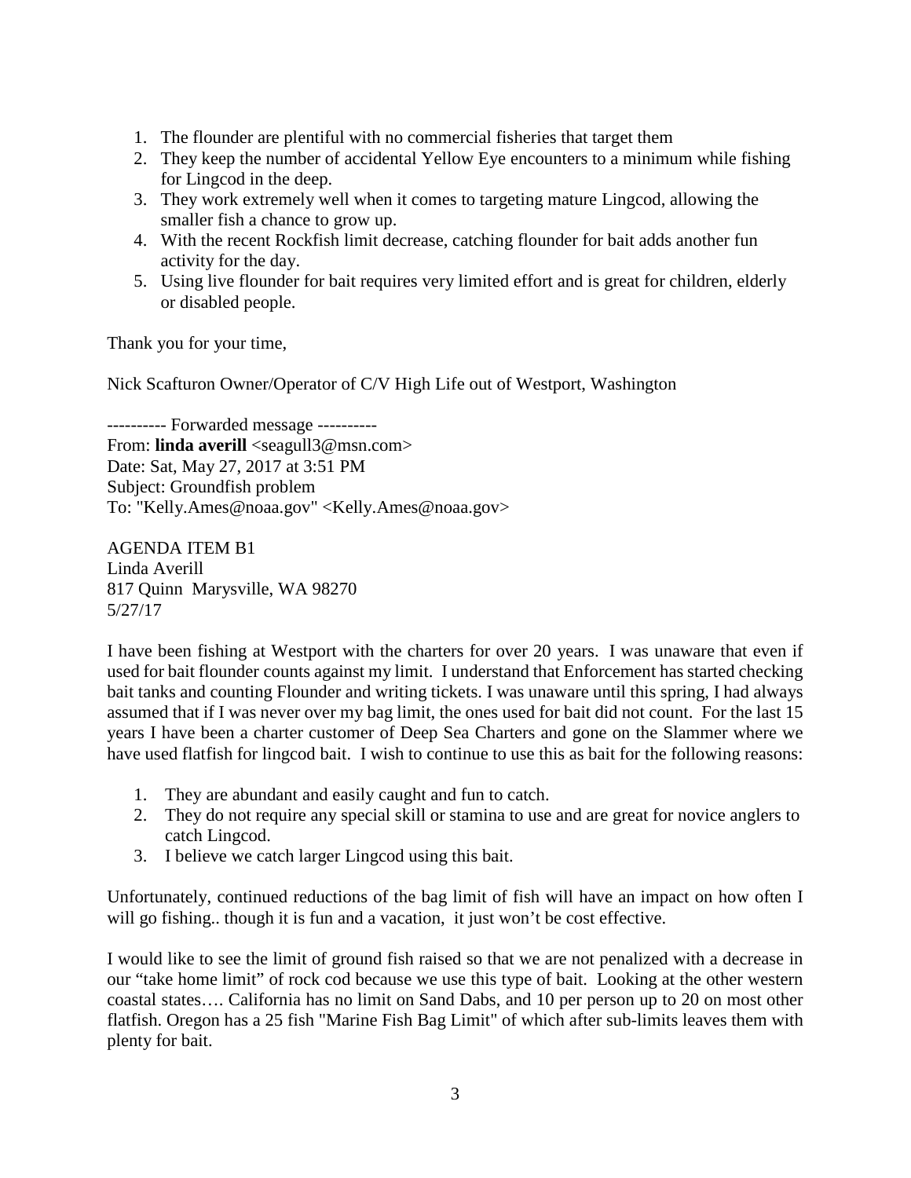1. The flounder are plentiful with no commercial fisheries that target them
2. They keep the number of accidental Yellow Eye encounters to a minimum while fishing for Lingcod in the deep.
3. They work extremely well when it comes to targeting mature Lingcod, allowing the smaller fish a chance to grow up.
4. With the recent Rockfish limit decrease, catching flounder for bait adds another fun activity for the day.
5. Using live flounder for bait requires very limited effort and is great for children, elderly or disabled people.

Thank you for your time,

Nick Scafturon Owner/Operator of C/V High Life out of Westport, Washington

---------- Forwarded message ----------
From: **linda averill** <seagull3@msn.com>
Date: Sat, May 27, 2017 at 3:51 PM
Subject: Groundfish problem
To: "Kelly.Ames@noaa.gov" <Kelly.Ames@noaa.gov>

AGENDA ITEM B1
Linda Averill
817 Quinn Marysville, WA 98270
5/27/17

I have been fishing at Westport with the charters for over 20 years. I was unaware that even if used for bait flounder counts against my limit. I understand that Enforcement has started checking bait tanks and counting Flounder and writing tickets. I was unaware until this spring, I had always assumed that if I was never over my bag limit, the ones used for bait did not count. For the last 15 years I have been a charter customer of Deep Sea Charters and gone on the Slammer where we have used flatfish for lingcod bait. I wish to continue to use this as bait for the following reasons:

1. They are abundant and easily caught and fun to catch.
2. They do not require any special skill or stamina to use and are great for novice anglers to catch Lingcod.
3. I believe we catch larger Lingcod using this bait.

Unfortunately, continued reductions of the bag limit of fish will have an impact on how often I will go fishing.. though it is fun and a vacation, it just won't be cost effective.

I would like to see the limit of ground fish raised so that we are not penalized with a decrease in our "take home limit" of rock cod because we use this type of bait. Looking at the other western coastal states…. California has no limit on Sand Dabs, and 10 per person up to 20 on most other flatfish. Oregon has a 25 fish "Marine Fish Bag Limit" of which after sub-limits leaves them with plenty for bait.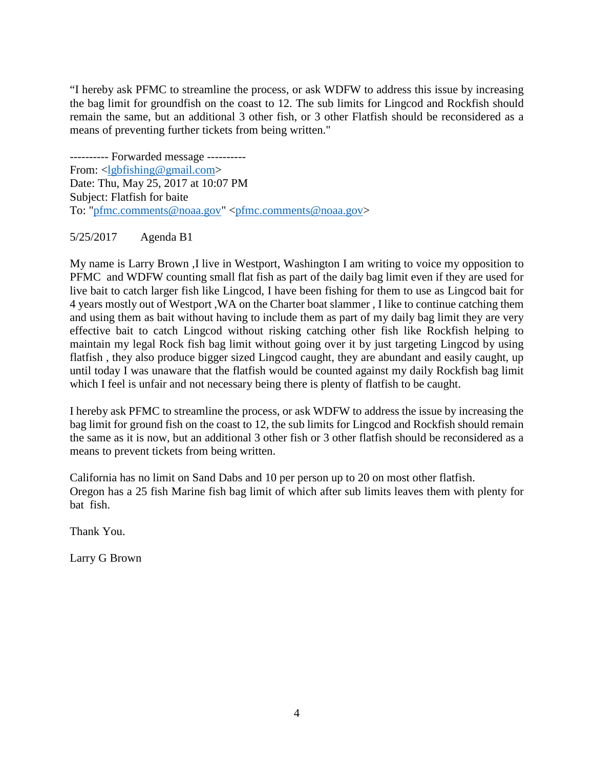"I hereby ask PFMC to streamline the process, or ask WDFW to address this issue by increasing the bag limit for groundfish on the coast to 12. The sub limits for Lingcod and Rockfish should remain the same, but an additional 3 other fish, or 3 other Flatfish should be reconsidered as a means of preventing further tickets from being written."

---------- Forwarded message ----------
From: <lgbfishing@gmail.com>
Date: Thu, May 25, 2017 at 10:07 PM
Subject: Flatfish for baite
To: "pfmc.comments@noaa.gov" <pfmc.comments@noaa.gov>

5/25/2017 Agenda B1

My name is Larry Brown ,I live in Westport, Washington I am writing to voice my opposition to PFMC and WDFW counting small flat fish as part of the daily bag limit even if they are used for live bait to catch larger fish like Lingcod, I have been fishing for them to use as Lingcod bait for 4 years mostly out of Westport ,WA on the Charter boat slammer , I like to continue catching them and using them as bait without having to include them as part of my daily bag limit they are very effective bait to catch Lingcod without risking catching other fish like Rockfish helping to maintain my legal Rock fish bag limit without going over it by just targeting Lingcod by using flatfish , they also produce bigger sized Lingcod caught, they are abundant and easily caught, up until today I was unaware that the flatfish would be counted against my daily Rockfish bag limit which I feel is unfair and not necessary being there is plenty of flatfish to be caught.

I hereby ask PFMC to streamline the process, or ask WDFW to address the issue by increasing the bag limit for ground fish on the coast to 12, the sub limits for Lingcod and Rockfish should remain the same as it is now, but an additional 3 other fish or 3 other flatfish should be reconsidered as a means to prevent tickets from being written.

California has no limit on Sand Dabs and 10 per person up to 20 on most other flatfish.
Oregon has a 25 fish Marine fish bag limit of which after sub limits leaves them with plenty for bat fish.

Thank You.

Larry G Brown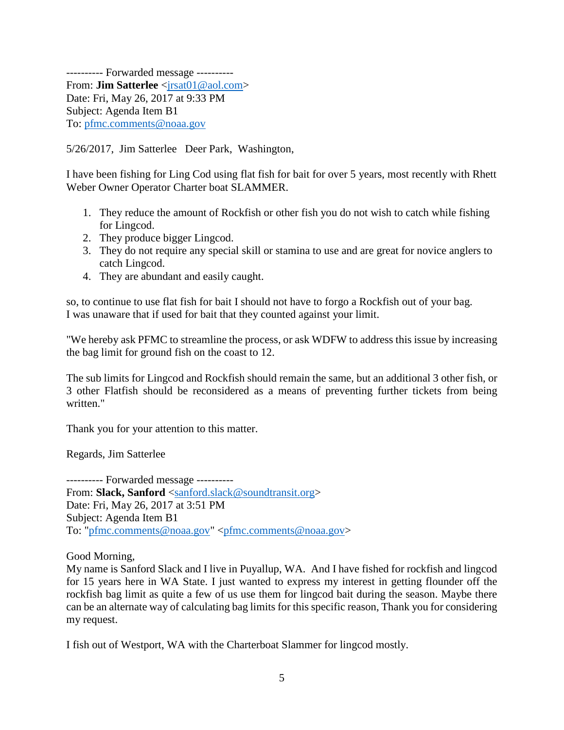---------- Forwarded message ----------
From: **Jim Satterlee** <jrsat01@aol.com>
Date: Fri, May 26, 2017 at 9:33 PM
Subject: Agenda Item B1
To: pfmc.comments@noaa.gov

5/26/2017, Jim Satterlee Deer Park, Washington,

I have been fishing for Ling Cod using flat fish for bait for over 5 years, most recently with Rhett Weber Owner Operator Charter boat SLAMMER.

1. They reduce the amount of Rockfish or other fish you do not wish to catch while fishing for Lingcod.
2. They produce bigger Lingcod.
3. They do not require any special skill or stamina to use and are great for novice anglers to catch Lingcod.
4. They are abundant and easily caught.

so, to continue to use flat fish for bait I should not have to forgo a Rockfish out of your bag.
I was unaware that if used for bait that they counted against your limit.

"We hereby ask PFMC to streamline the process, or ask WDFW to address this issue by increasing the bag limit for ground fish on the coast to 12.

The sub limits for Lingcod and Rockfish should remain the same, but an additional 3 other fish, or 3 other Flatfish should be reconsidered as a means of preventing further tickets from being written."

Thank you for your attention to this matter.

Regards, Jim Satterlee

---------- Forwarded message ----------
From: **Slack, Sanford** <sanford.slack@soundtransit.org>
Date: Fri, May 26, 2017 at 3:51 PM
Subject: Agenda Item B1
To: "pfmc.comments@noaa.gov" <pfmc.comments@noaa.gov>

Good Morning,
My name is Sanford Slack and I live in Puyallup, WA. And I have fished for rockfish and lingcod for 15 years here in WA State. I just wanted to express my interest in getting flounder off the rockfish bag limit as quite a few of us use them for lingcod bait during the season. Maybe there can be an alternate way of calculating bag limits for this specific reason, Thank you for considering my request.

I fish out of Westport, WA with the Charterboat Slammer for lingcod mostly.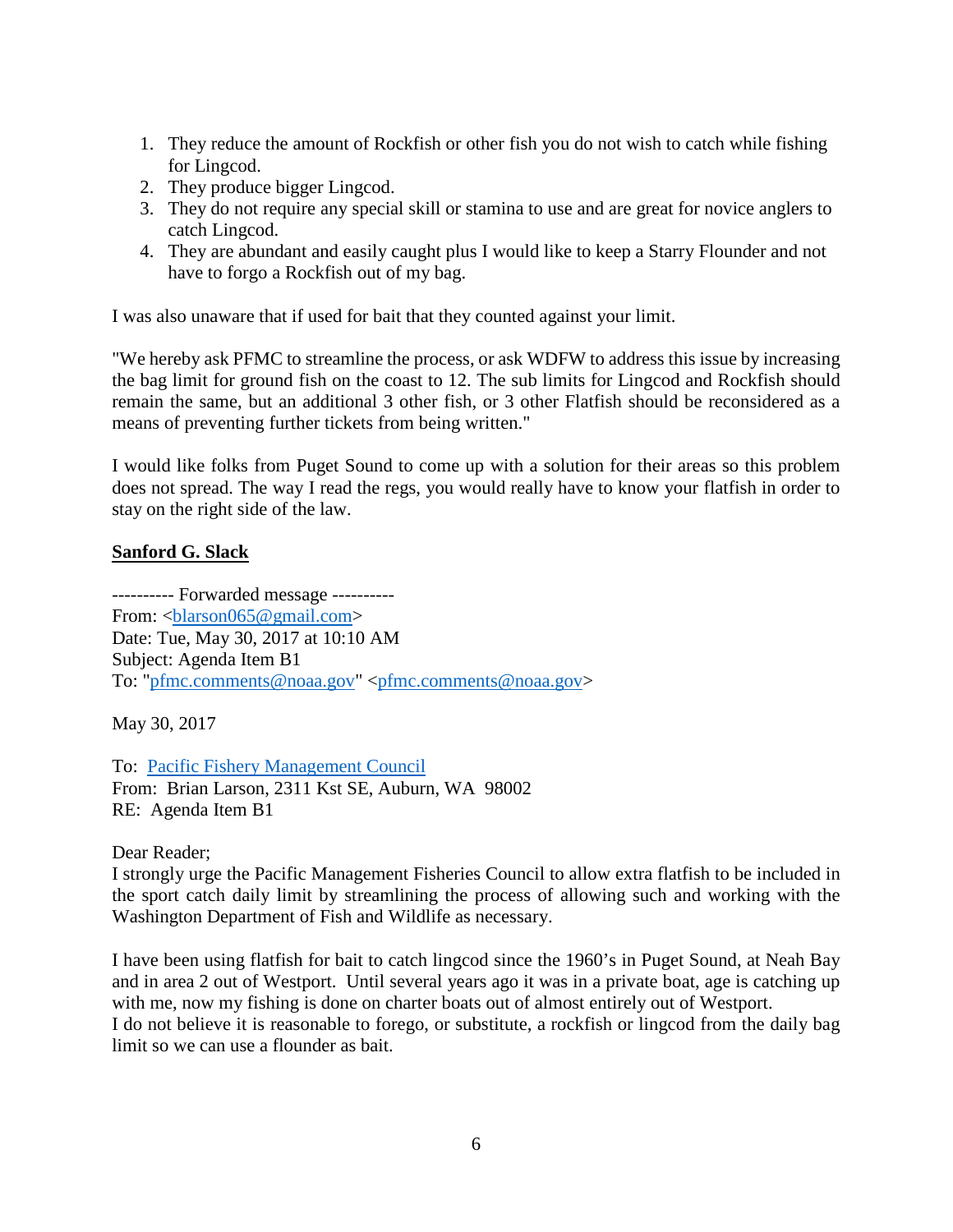1. They reduce the amount of Rockfish or other fish you do not wish to catch while fishing for Lingcod.
2. They produce bigger Lingcod.
3. They do not require any special skill or stamina to use and are great for novice anglers to catch Lingcod.
4. They are abundant and easily caught plus I would like to keep a Starry Flounder and not have to forgo a Rockfish out of my bag.

I was also unaware that if used for bait that they counted against your limit.

"We hereby ask PFMC to streamline the process, or ask WDFW to address this issue by increasing the bag limit for ground fish on the coast to 12. The sub limits for Lingcod and Rockfish should remain the same, but an additional 3 other fish, or 3 other Flatfish should be reconsidered as a means of preventing further tickets from being written."

I would like folks from Puget Sound to come up with a solution for their areas so this problem does not spread. The way I read the regs, you would really have to know your flatfish in order to stay on the right side of the law.

**Sanford G. Slack**

---------- Forwarded message ----------
From: <blarson065@gmail.com>
Date: Tue, May 30, 2017 at 10:10 AM
Subject: Agenda Item B1
To: "pfmc.comments@noaa.gov" <pfmc.comments@noaa.gov>

May 30, 2017

To: Pacific Fishery Management Council
From: Brian Larson, 2311 Kst SE, Auburn, WA 98002
RE: Agenda Item B1

Dear Reader;
I strongly urge the Pacific Management Fisheries Council to allow extra flatfish to be included in the sport catch daily limit by streamlining the process of allowing such and working with the Washington Department of Fish and Wildlife as necessary.

I have been using flatfish for bait to catch lingcod since the 1960's in Puget Sound, at Neah Bay and in area 2 out of Westport. Until several years ago it was in a private boat, age is catching up with me, now my fishing is done on charter boats out of almost entirely out of Westport.
I do not believe it is reasonable to forego, or substitute, a rockfish or lingcod from the daily bag limit so we can use a flounder as bait.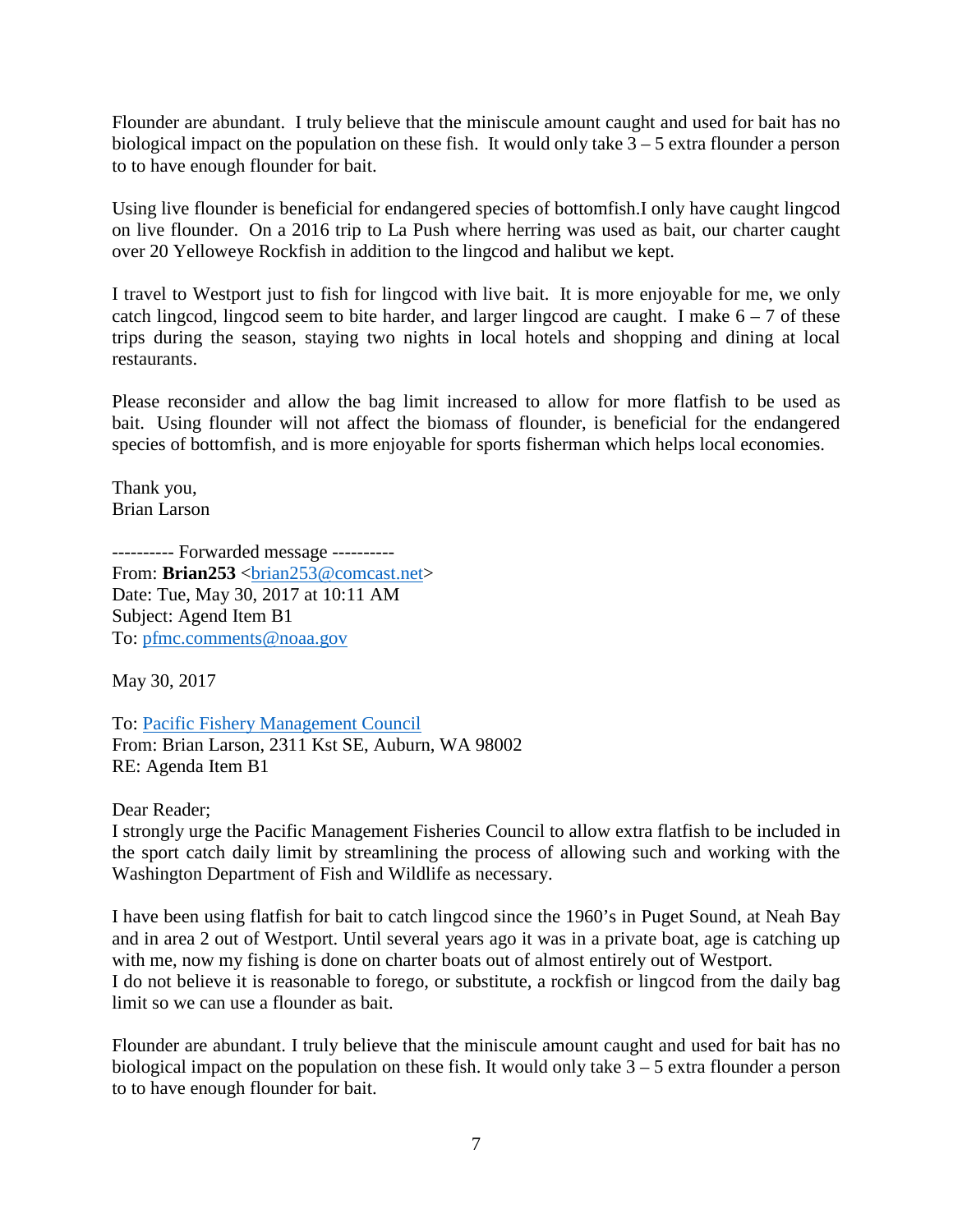Flounder are abundant. I truly believe that the miniscule amount caught and used for bait has no biological impact on the population on these fish. It would only take 3 – 5 extra flounder a person to to have enough flounder for bait.

Using live flounder is beneficial for endangered species of bottomfish.I only have caught lingcod on live flounder. On a 2016 trip to La Push where herring was used as bait, our charter caught over 20 Yelloweye Rockfish in addition to the lingcod and halibut we kept.

I travel to Westport just to fish for lingcod with live bait. It is more enjoyable for me, we only catch lingcod, lingcod seem to bite harder, and larger lingcod are caught. I make 6 – 7 of these trips during the season, staying two nights in local hotels and shopping and dining at local restaurants.

Please reconsider and allow the bag limit increased to allow for more flatfish to be used as bait. Using flounder will not affect the biomass of flounder, is beneficial for the endangered species of bottomfish, and is more enjoyable for sports fisherman which helps local economies.

Thank you,
Brian Larson

---------- Forwarded message ----------
From: **Brian253** <brian253@comcast.net>
Date: Tue, May 30, 2017 at 10:11 AM
Subject: Agend Item B1
To: pfmc.comments@noaa.gov

May 30, 2017

To: Pacific Fishery Management Council
From: Brian Larson, 2311 Kst SE, Auburn, WA 98002
RE: Agenda Item B1

Dear Reader;
I strongly urge the Pacific Management Fisheries Council to allow extra flatfish to be included in the sport catch daily limit by streamlining the process of allowing such and working with the Washington Department of Fish and Wildlife as necessary.

I have been using flatfish for bait to catch lingcod since the 1960's in Puget Sound, at Neah Bay and in area 2 out of Westport. Until several years ago it was in a private boat, age is catching up with me, now my fishing is done on charter boats out of almost entirely out of Westport.
I do not believe it is reasonable to forego, or substitute, a rockfish or lingcod from the daily bag limit so we can use a flounder as bait.

Flounder are abundant. I truly believe that the miniscule amount caught and used for bait has no biological impact on the population on these fish. It would only take 3 – 5 extra flounder a person to to have enough flounder for bait.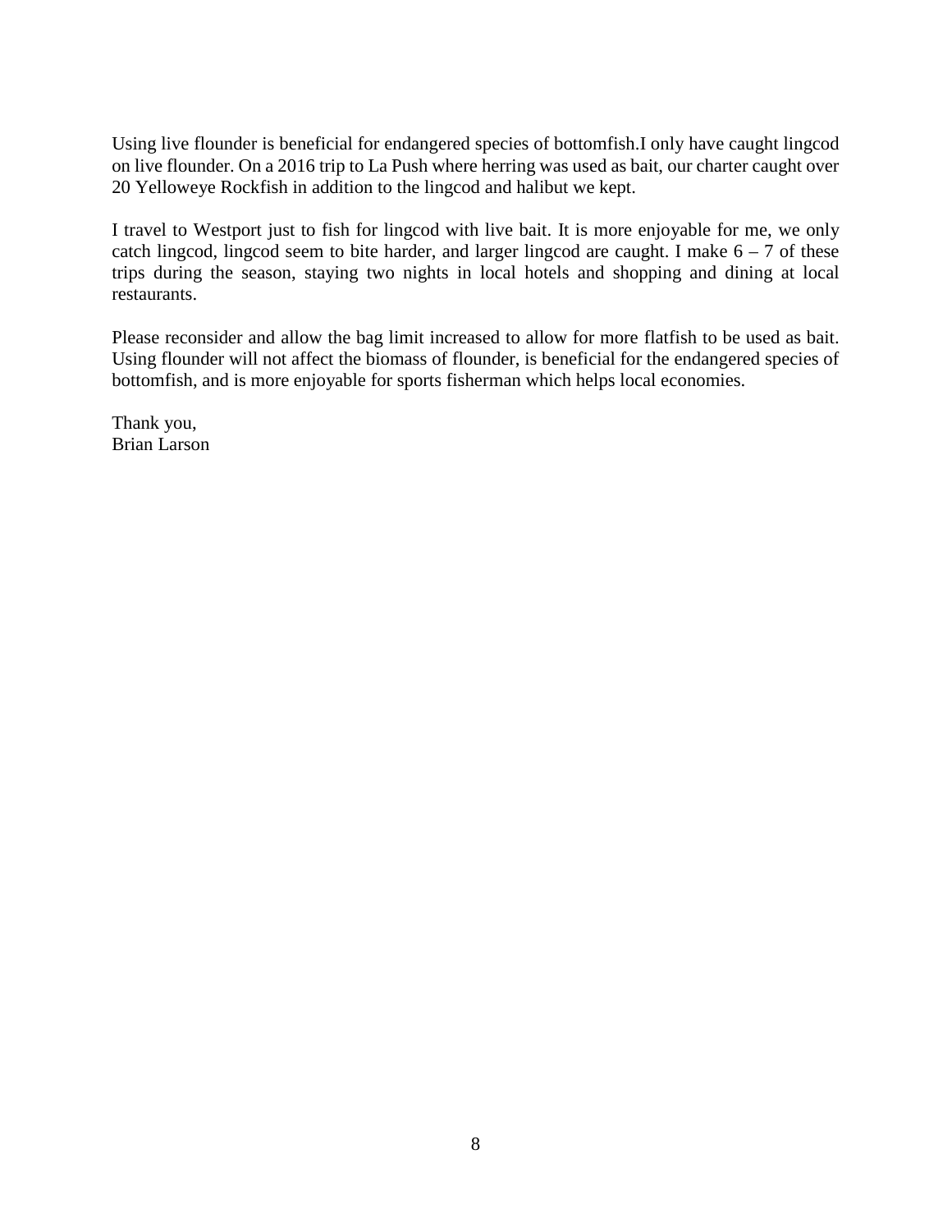Using live flounder is beneficial for endangered species of bottomfish.I only have caught lingcod on live flounder. On a 2016 trip to La Push where herring was used as bait, our charter caught over 20 Yelloweye Rockfish in addition to the lingcod and halibut we kept.

I travel to Westport just to fish for lingcod with live bait. It is more enjoyable for me, we only catch lingcod, lingcod seem to bite harder, and larger lingcod are caught. I make 6 – 7 of these trips during the season, staying two nights in local hotels and shopping and dining at local restaurants.

Please reconsider and allow the bag limit increased to allow for more flatfish to be used as bait. Using flounder will not affect the biomass of flounder, is beneficial for the endangered species of bottomfish, and is more enjoyable for sports fisherman which helps local economies.

Thank you,
Brian Larson